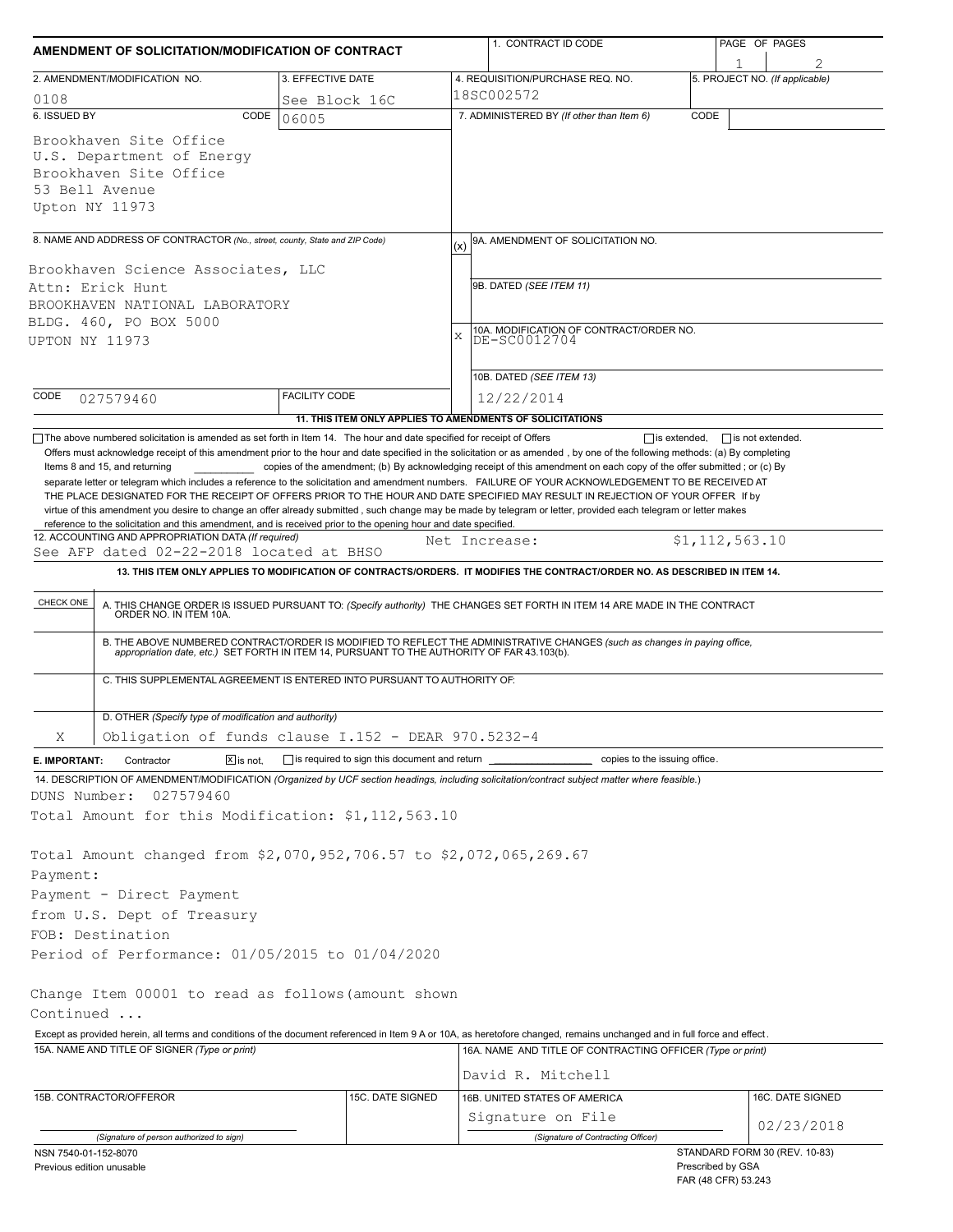# AMENDMENT OF SOLICITATION/MODIFICATION OF CONTRACT

| 1. CONTRACT ID CODE | PAGE OF PAGES |
|---|---|
| | 1 / 2 |

| 2. AMENDMENT/MODIFICATION NO. | 3. EFFECTIVE DATE | 4. REQUISITION/PURCHASE REQ. NO. | 5. PROJECT NO. (If applicable) |
|---|---|---|---|
| 0108 | See Block 16C | 18SC002572 | |

**6. ISSUED BY** CODE 06005

Brookhaven Site Office
U.S. Department of Energy
Brookhaven Site Office
53 Bell Avenue
Upton NY 11973

**7. ADMINISTERED BY** (If other than Item 6) CODE

**8. NAME AND ADDRESS OF CONTRACTOR** (No., street, county, State and ZIP Code)

Brookhaven Science Associates, LLC
Attn: Erick Hunt
BROOKHAVEN NATIONAL LABORATORY
BLDG. 460, PO BOX 5000
UPTON NY 11973

CODE 027579460 FACILITY CODE

(x) 9A. AMENDMENT OF SOLICITATION NO.

9B. DATED (SEE ITEM 11)

X 10A. MODIFICATION OF CONTRACT/ORDER NO.
DE-SC0012704

10B. DATED (SEE ITEM 13)
12/22/2014

**11. THIS ITEM ONLY APPLIES TO AMENDMENTS OF SOLICITATIONS**

☐ The above numbered solicitation is amended as set forth in Item 14. The hour and date specified for receipt of Offers ☐ is extended, ☐ is not extended.

Offers must acknowledge receipt of this amendment prior to the hour and date specified in the solicitation or as amended , by one of the following methods: (a) By completing Items 8 and 15, and returning ________ copies of the amendment; (b) By acknowledging receipt of this amendment on each copy of the offer submitted ; or (c) By separate letter or telegram which includes a reference to the solicitation and amendment numbers. FAILURE OF YOUR ACKNOWLEDGEMENT TO BE RECEIVED AT THE PLACE DESIGNATED FOR THE RECEIPT OF OFFERS PRIOR TO THE HOUR AND DATE SPECIFIED MAY RESULT IN REJECTION OF YOUR OFFER If by virtue of this amendment you desire to change an offer already submitted , such change may be made by telegram or letter, provided each telegram or letter makes reference to the solicitation and this amendment, and is received prior to the opening hour and date specified.

**12. ACCOUNTING AND APPROPRIATION DATA** (If required)
See AFP dated 02-22-2018 located at BHSO    Net Increase: $1,112,563.10

**13. THIS ITEM ONLY APPLIES TO MODIFICATION OF CONTRACTS/ORDERS. IT MODIFIES THE CONTRACT/ORDER NO. AS DESCRIBED IN ITEM 14.**

| CHECK ONE | |
|---|---|
| | A. THIS CHANGE ORDER IS ISSUED PURSUANT TO: (Specify authority) THE CHANGES SET FORTH IN ITEM 14 ARE MADE IN THE CONTRACT ORDER NO. IN ITEM 10A. |
| | B. THE ABOVE NUMBERED CONTRACT/ORDER IS MODIFIED TO REFLECT THE ADMINISTRATIVE CHANGES (such as changes in paying office, appropriation date, etc.) SET FORTH IN ITEM 14, PURSUANT TO THE AUTHORITY OF FAR 43.103(b). |
| | C. THIS SUPPLEMENTAL AGREEMENT IS ENTERED INTO PURSUANT TO AUTHORITY OF: |
| X | D. OTHER (Specify type of modification and authority) Obligation of funds clause I.152 - DEAR 970.5232-4 |

**E. IMPORTANT:** Contractor ☒ is not, ☐ is required to sign this document and return ________ copies to the issuing office.

**14. DESCRIPTION OF AMENDMENT/MODIFICATION** (Organized by UCF section headings, including solicitation/contract subject matter where feasible.)

DUNS Number: 027579460
Total Amount for this Modification: $1,112,563.10

Total Amount changed from $2,070,952,706.57 to $2,072,065,269.67
Payment:
Payment - Direct Payment
from U.S. Dept of Treasury
FOB: Destination
Period of Performance: 01/05/2015 to 01/04/2020

Change Item 00001 to read as follows(amount shown
Continued ...

Except as provided herein, all terms and conditions of the document referenced in Item 9 A or 10A, as heretofore changed, remains unchanged and in full force and effect.

| 15A. NAME AND TITLE OF SIGNER (Type or print) | | 16A. NAME AND TITLE OF CONTRACTING OFFICER (Type or print) | |
|---|---|---|---|
| | | David R. Mitchell | |
| 15B. CONTRACTOR/OFFEROR | 15C. DATE SIGNED | 16B. UNITED STATES OF AMERICA | 16C. DATE SIGNED |
| (Signature of person authorized to sign) | | Signature on File (Signature of Contracting Officer) | 02/23/2018 |

NSN 7540-01-152-8070
Previous edition unusable

STANDARD FORM 30 (REV. 10-83)
Prescribed by GSA
FAR (48 CFR) 53.243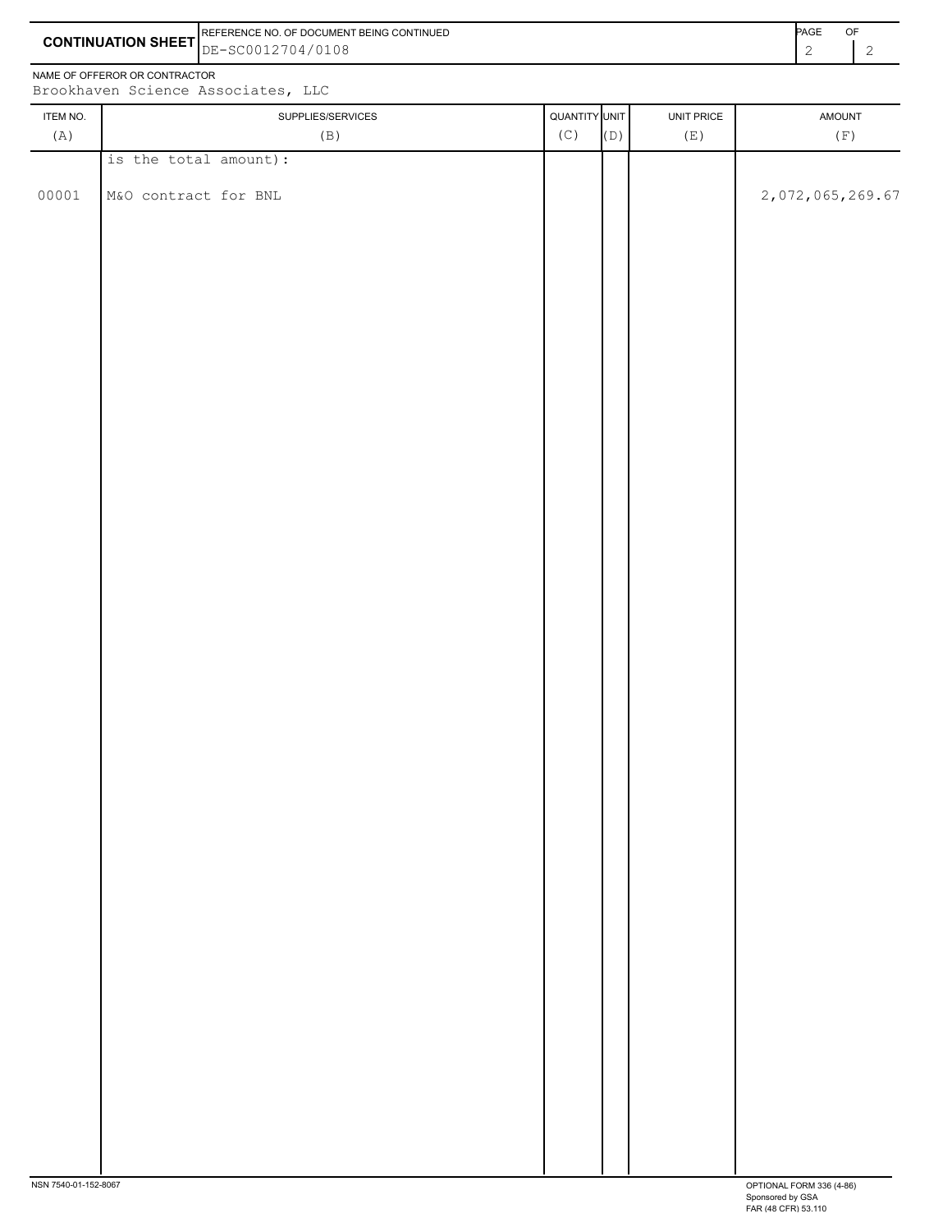**CONTINUATION SHEET**

REFERENCE NO. OF DOCUMENT BEING CONTINUED: DE-SC0012704/0108

NAME OF OFFEROR OR CONTRACTOR: Brookhaven Science Associates, LLC

| ITEM NO. (A) | SUPPLIES/SERVICES (B) | QUANTITY (C) | UNIT (D) | UNIT PRICE (E) | AMOUNT (F) |
|---|---|---|---|---|---|
| | is the total amount): | | | | |
| 00001 | M&O contract for BNL | | | | 2,072,065,269.67 |

NSN 7540-01-152-8067

OPTIONAL FORM 336 (4-86)
Sponsored by GSA
FAR (48 CFR) 53.110